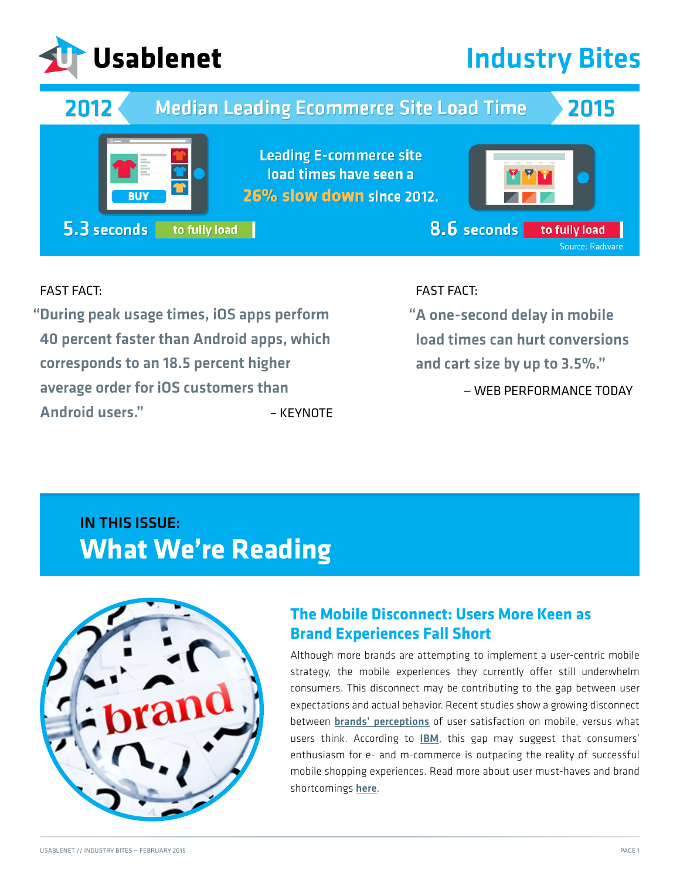# Usablenet

# Industry Bites

## 2012 — Median Leading Ecommerce Site Load Time — 2015

Leading E-commerce site load times have seen a **26% slow down** since 2012.

**5.3 seconds** to fully load

**8.6 seconds** to fully load

Source: Radware

FAST FACT:

"During peak usage times, iOS apps perform 40 percent faster than Android apps, which corresponds to an 18.5 percent higher average order for iOS customers than Android users."

– KEYNOTE

FAST FACT:

"A one-second delay in mobile load times can hurt conversions and cart size by up to 3.5%."

– WEB PERFORMANCE TODAY

## IN THIS ISSUE:

# What We're Reading

### The Mobile Disconnect: Users More Keen as Brand Experiences Fall Short

Although more brands are attempting to implement a user-centric mobile strategy, the mobile experiences they currently offer still underwhelm consumers. This disconnect may be contributing to the gap between user expectations and actual behavior. Recent studies show a growing disconnect between **brands' perceptions** of user satisfaction on mobile, versus what users think. According to **IBM**, this gap may suggest that consumers' enthusiasm for e- and m-commerce is outpacing the reality of successful mobile shopping experiences. Read more about user must-haves and brand shortcomings **here**.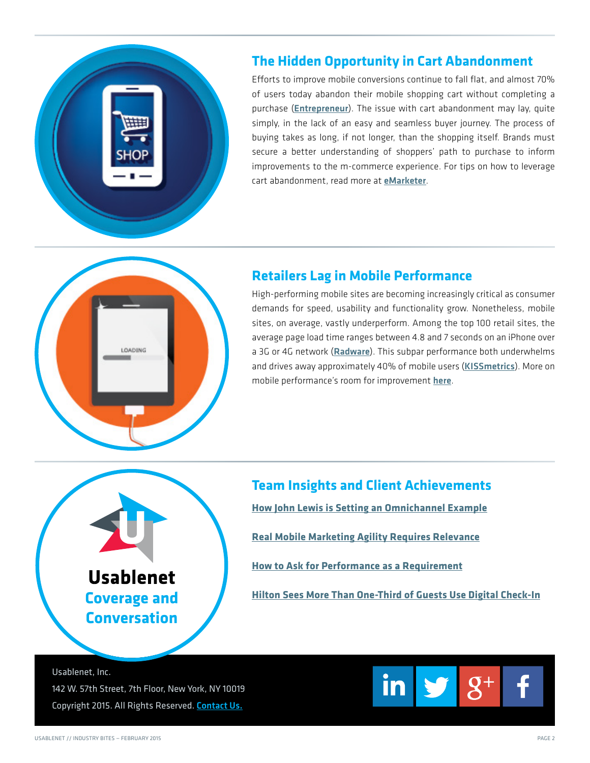## The Hidden Opportunity in Cart Abandonment

Efforts to improve mobile conversions continue to fall flat, and almost 70% of users today abandon their mobile shopping cart without completing a purchase (Entrepreneur). The issue with cart abandonment may lay, quite simply, in the lack of an easy and seamless buyer journey. The process of buying takes as long, if not longer, than the shopping itself. Brands must secure a better understanding of shoppers' path to purchase to inform improvements to the m-commerce experience. For tips on how to leverage cart abandonment, read more at eMarketer.

## Retailers Lag in Mobile Performance

High-performing mobile sites are becoming increasingly critical as consumer demands for speed, usability and functionality grow. Nonetheless, mobile sites, on average, vastly underperform. Among the top 100 retail sites, the average page load time ranges between 4.8 and 7 seconds on an iPhone over a 3G or 4G network (Radware). This subpar performance both underwhelms and drives away approximately 40% of mobile users (KISSmetrics). More on mobile performance's room for improvement here.

**Usablenet Coverage and Conversation**

## Team Insights and Client Achievements

**How John Lewis is Setting an Omnichannel Example**

**Real Mobile Marketing Agility Requires Relevance**

**How to Ask for Performance as a Requirement**

**Hilton Sees More Than One-Third of Guests Use Digital Check-In**

Usablenet, Inc.
142 W. 57th Street, 7th Floor, New York, NY 10019
Copyright 2015. All Rights Reserved. Contact Us.